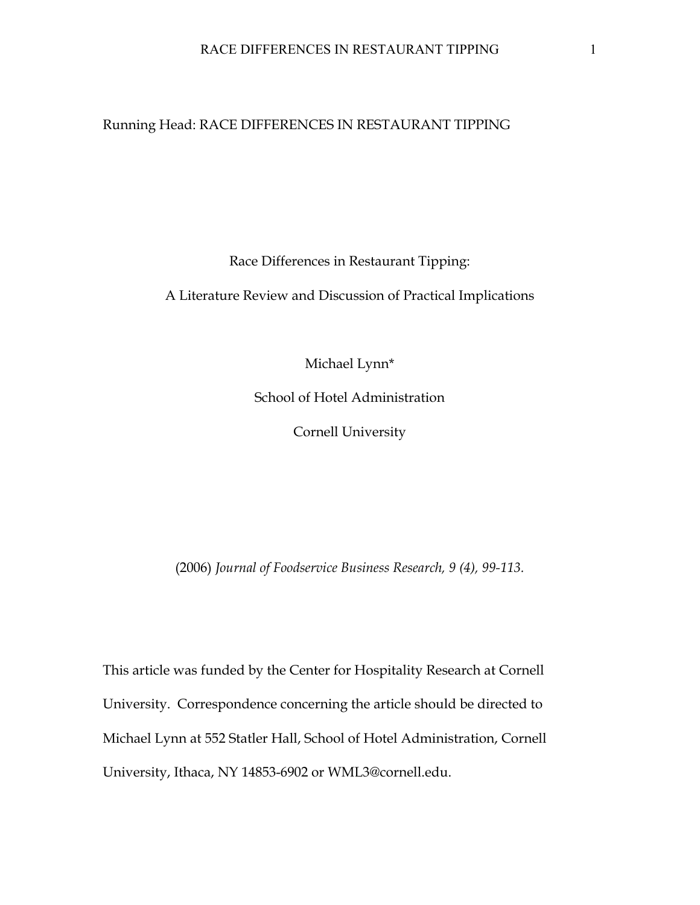Running Head: RACE DIFFERENCES IN RESTAURANT TIPPING

# Race Differences in Restaurant Tipping:

## A Literature Review and Discussion of Practical Implications

Michael Lynn*

School of Hotel Administration

Cornell University

(2006) *Journal of Foodservice Business Research, 9 (4), 99-113.*

This article was funded by the Center for Hospitality Research at Cornell University. Correspondence concerning the article should be directed to Michael Lynn at 552 Statler Hall, School of Hotel Administration, Cornell University, Ithaca, NY 14853-6902 or WML3@cornell.edu.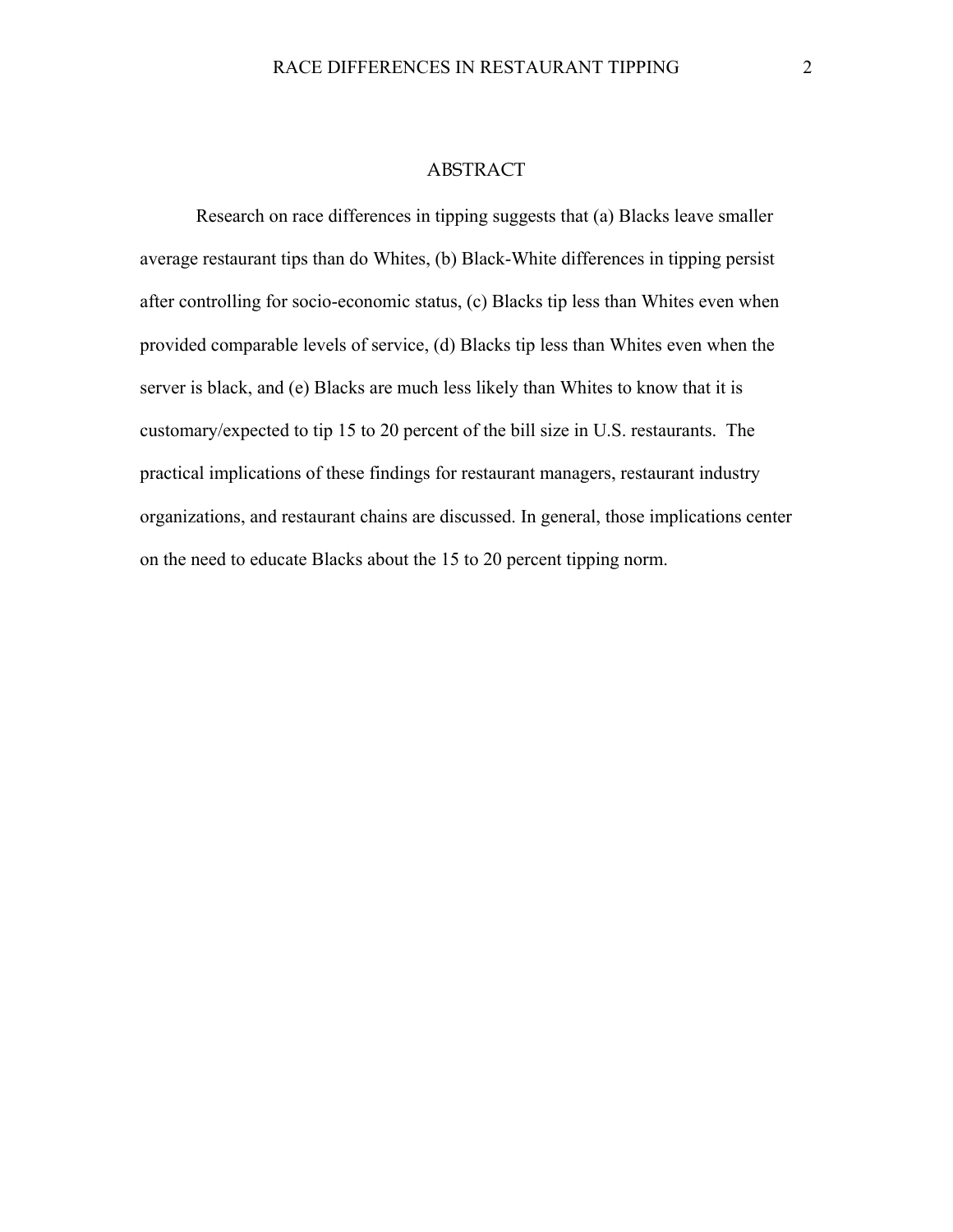## ABSTRACT

Research on race differences in tipping suggests that (a) Blacks leave smaller average restaurant tips than do Whites, (b) Black-White differences in tipping persist after controlling for socio-economic status, (c) Blacks tip less than Whites even when provided comparable levels of service, (d) Blacks tip less than Whites even when the server is black, and (e) Blacks are much less likely than Whites to know that it is customary/expected to tip 15 to 20 percent of the bill size in U.S. restaurants. The practical implications of these findings for restaurant managers, restaurant industry organizations, and restaurant chains are discussed. In general, those implications center on the need to educate Blacks about the 15 to 20 percent tipping norm.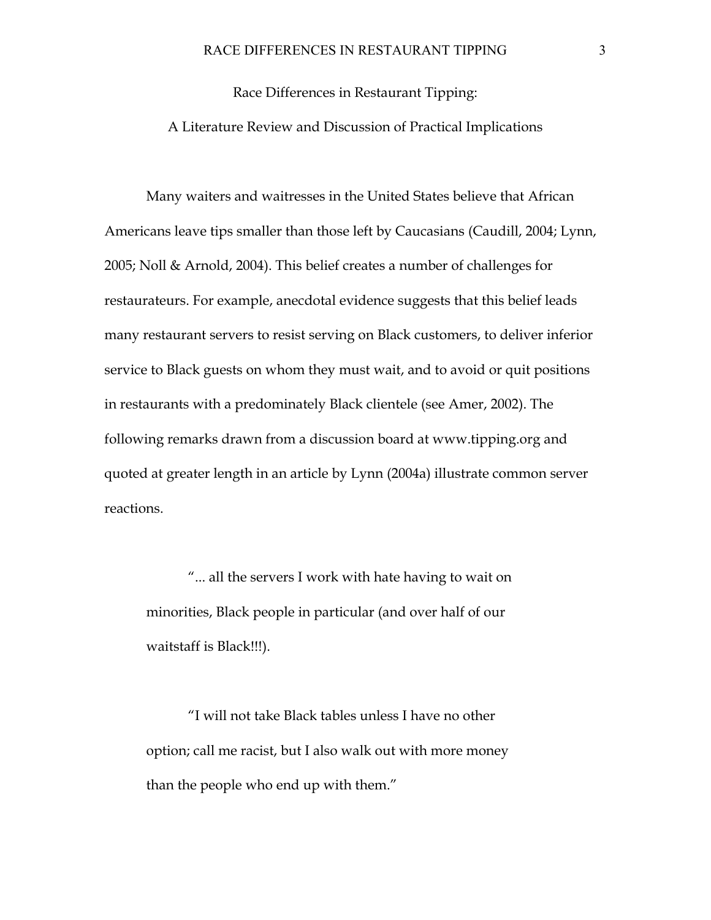# Race Differences in Restaurant Tipping:

## A Literature Review and Discussion of Practical Implications

Many waiters and waitresses in the United States believe that African Americans leave tips smaller than those left by Caucasians (Caudill, 2004; Lynn, 2005; Noll & Arnold, 2004). This belief creates a number of challenges for restaurateurs. For example, anecdotal evidence suggests that this belief leads many restaurant servers to resist serving on Black customers, to deliver inferior service to Black guests on whom they must wait, and to avoid or quit positions in restaurants with a predominately Black clientele (see Amer, 2002). The following remarks drawn from a discussion board at www.tipping.org and quoted at greater length in an article by Lynn (2004a) illustrate common server reactions.

> "... all the servers I work with hate having to wait on minorities, Black people in particular (and over half of our waitstaff is Black!!!).
>
> "I will not take Black tables unless I have no other option; call me racist, but I also walk out with more money than the people who end up with them."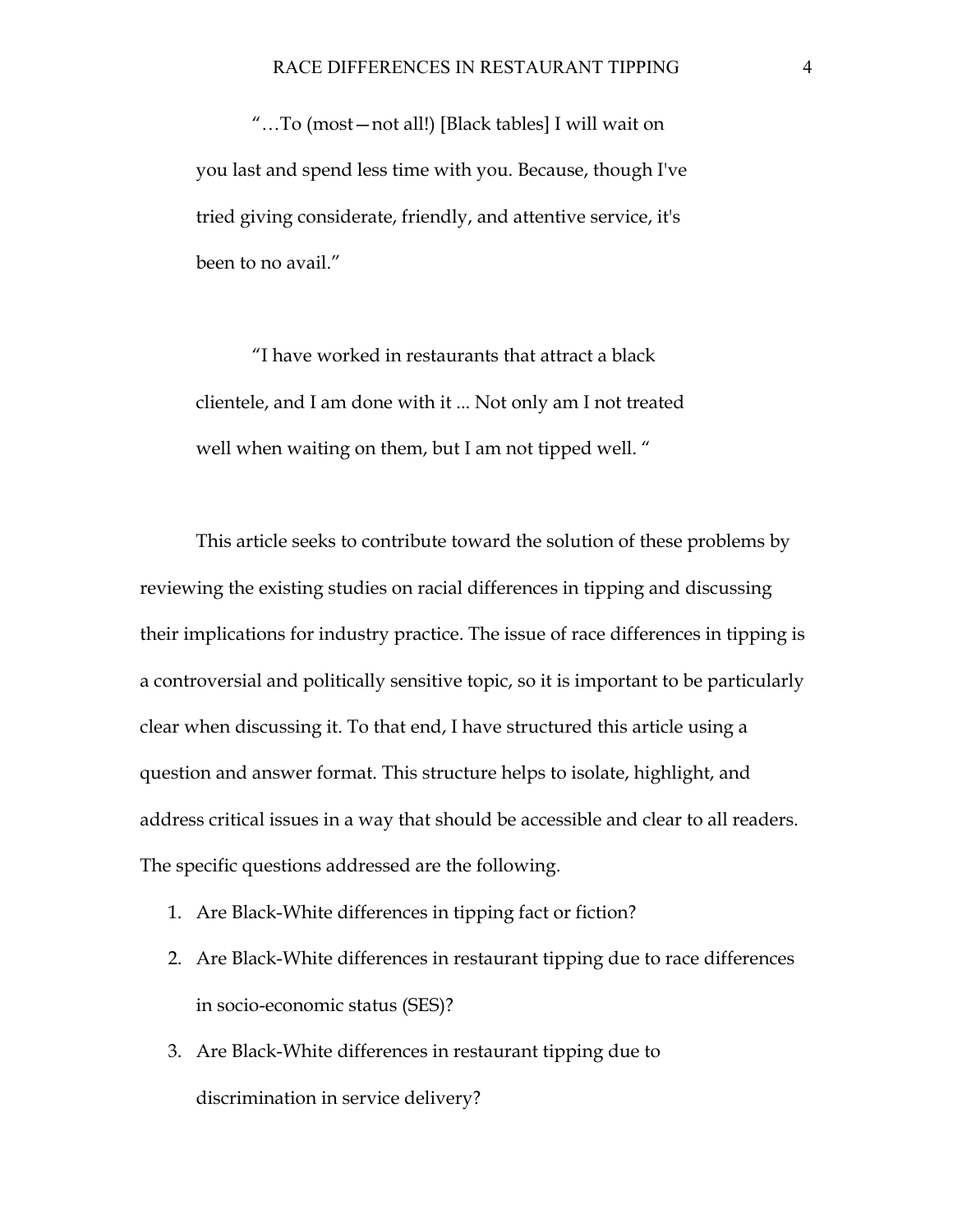> "…To (most—not all!) [Black tables] I will wait on you last and spend less time with you. Because, though I've tried giving considerate, friendly, and attentive service, it's been to no avail."

> "I have worked in restaurants that attract a black clientele, and I am done with it ... Not only am I not treated well when waiting on them, but I am not tipped well. "

This article seeks to contribute toward the solution of these problems by reviewing the existing studies on racial differences in tipping and discussing their implications for industry practice. The issue of race differences in tipping is a controversial and politically sensitive topic, so it is important to be particularly clear when discussing it. To that end, I have structured this article using a question and answer format. This structure helps to isolate, highlight, and address critical issues in a way that should be accessible and clear to all readers. The specific questions addressed are the following.

1. Are Black-White differences in tipping fact or fiction?
2. Are Black-White differences in restaurant tipping due to race differences in socio-economic status (SES)?
3. Are Black-White differences in restaurant tipping due to discrimination in service delivery?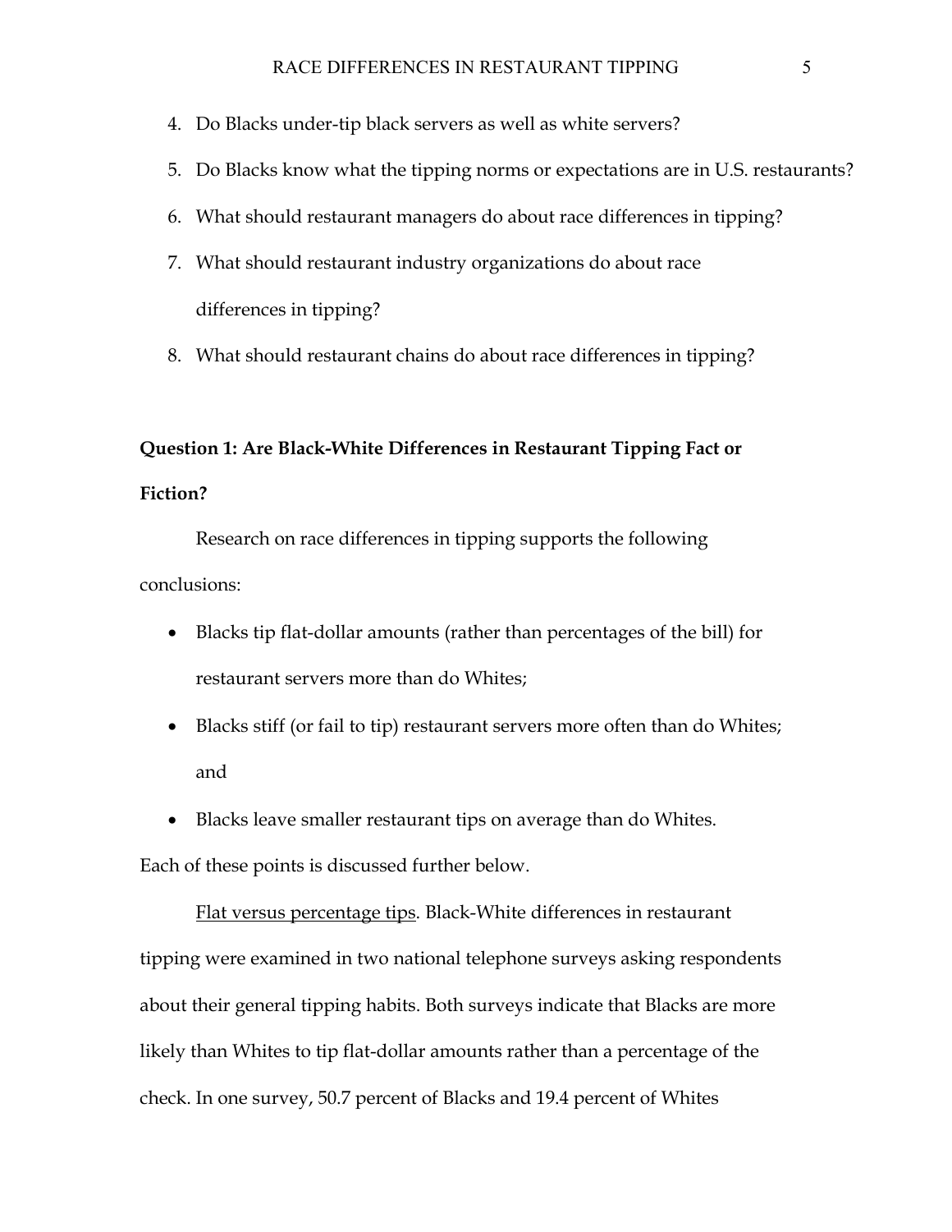4. Do Blacks under-tip black servers as well as white servers?
5. Do Blacks know what the tipping norms or expectations are in U.S. restaurants?
6. What should restaurant managers do about race differences in tipping?
7. What should restaurant industry organizations do about race differences in tipping?
8. What should restaurant chains do about race differences in tipping?

**Question 1: Are Black-White Differences in Restaurant Tipping Fact or Fiction?**

Research on race differences in tipping supports the following conclusions:

- Blacks tip flat-dollar amounts (rather than percentages of the bill) for restaurant servers more than do Whites;
- Blacks stiff (or fail to tip) restaurant servers more often than do Whites; and
- Blacks leave smaller restaurant tips on average than do Whites.

Each of these points is discussed further below.

<u>Flat versus percentage tips</u>. Black-White differences in restaurant tipping were examined in two national telephone surveys asking respondents about their general tipping habits. Both surveys indicate that Blacks are more likely than Whites to tip flat-dollar amounts rather than a percentage of the check. In one survey, 50.7 percent of Blacks and 19.4 percent of Whites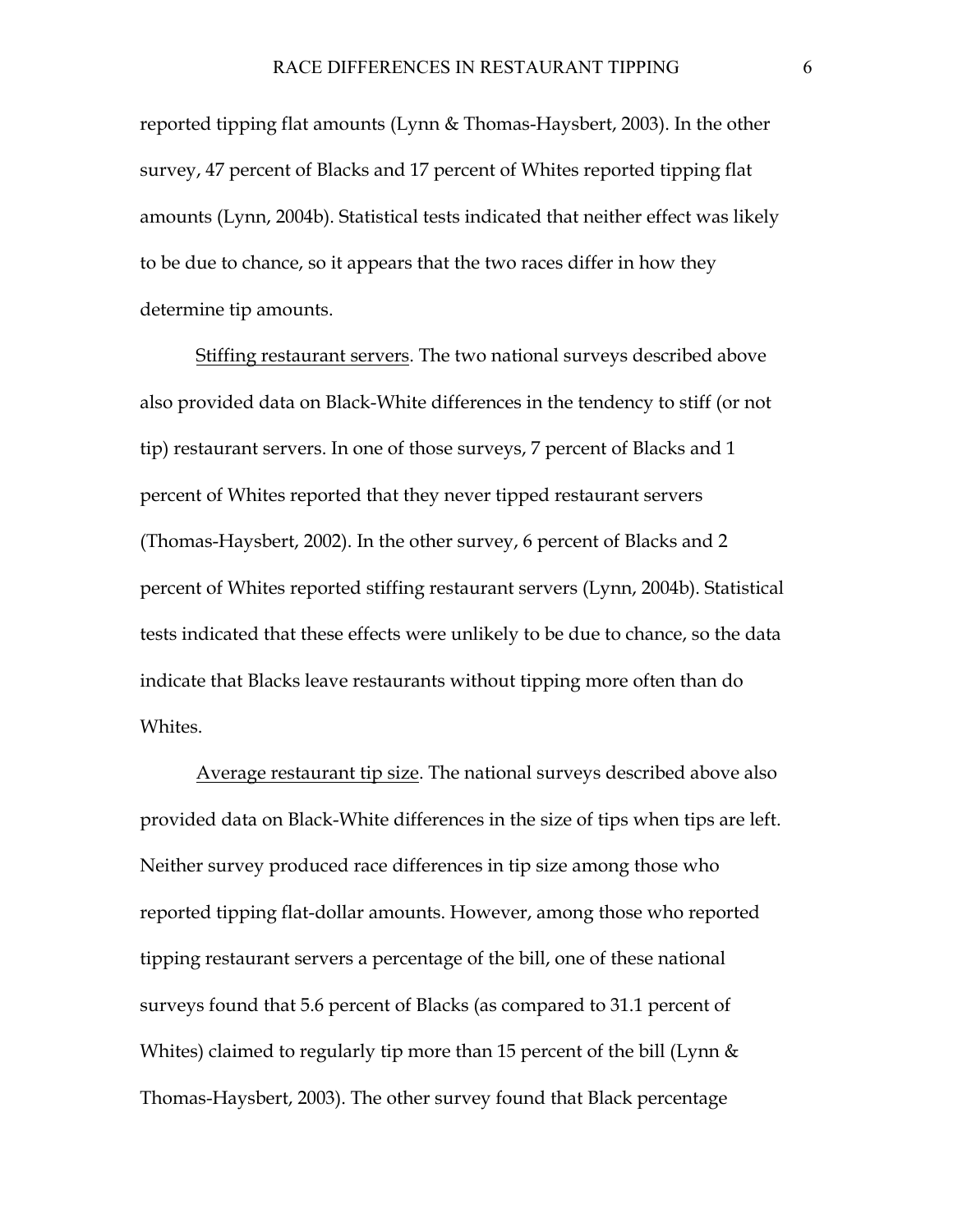reported tipping flat amounts (Lynn & Thomas-Haysbert, 2003). In the other survey, 47 percent of Blacks and 17 percent of Whites reported tipping flat amounts (Lynn, 2004b). Statistical tests indicated that neither effect was likely to be due to chance, so it appears that the two races differ in how they determine tip amounts.

<u>Stiffing restaurant servers</u>. The two national surveys described above also provided data on Black-White differences in the tendency to stiff (or not tip) restaurant servers. In one of those surveys, 7 percent of Blacks and 1 percent of Whites reported that they never tipped restaurant servers (Thomas-Haysbert, 2002). In the other survey, 6 percent of Blacks and 2 percent of Whites reported stiffing restaurant servers (Lynn, 2004b). Statistical tests indicated that these effects were unlikely to be due to chance, so the data indicate that Blacks leave restaurants without tipping more often than do Whites.

<u>Average restaurant tip size</u>. The national surveys described above also provided data on Black-White differences in the size of tips when tips are left. Neither survey produced race differences in tip size among those who reported tipping flat-dollar amounts. However, among those who reported tipping restaurant servers a percentage of the bill, one of these national surveys found that 5.6 percent of Blacks (as compared to 31.1 percent of Whites) claimed to regularly tip more than 15 percent of the bill (Lynn & Thomas-Haysbert, 2003). The other survey found that Black percentage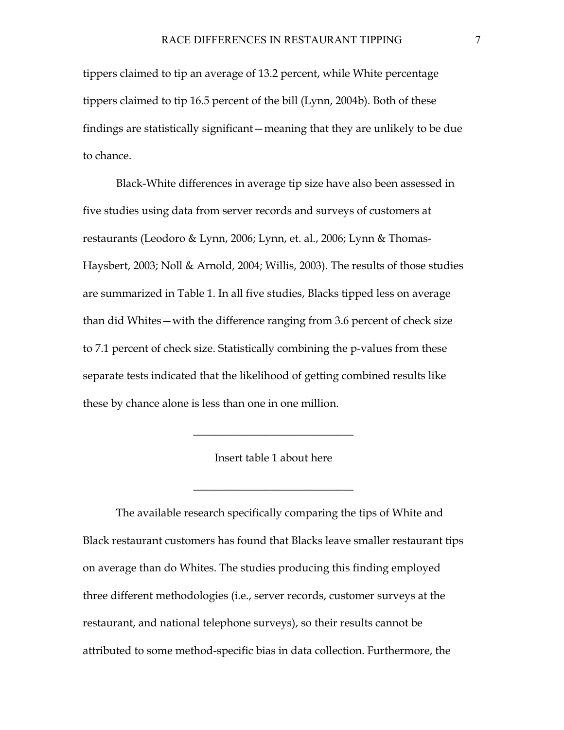tippers claimed to tip an average of 13.2 percent, while White percentage tippers claimed to tip 16.5 percent of the bill (Lynn, 2004b). Both of these findings are statistically significant—meaning that they are unlikely to be due to chance.

Black-White differences in average tip size have also been assessed in five studies using data from server records and surveys of customers at restaurants (Leodoro & Lynn, 2006; Lynn, et. al., 2006; Lynn & Thomas-Haysbert, 2003; Noll & Arnold, 2004; Willis, 2003). The results of those studies are summarized in Table 1. In all five studies, Blacks tipped less on average than did Whites—with the difference ranging from 3.6 percent of check size to 7.1 percent of check size. Statistically combining the p-values from these separate tests indicated that the likelihood of getting combined results like these by chance alone is less than one in one million.

---

Insert table 1 about here

---

The available research specifically comparing the tips of White and Black restaurant customers has found that Blacks leave smaller restaurant tips on average than do Whites. The studies producing this finding employed three different methodologies (i.e., server records, customer surveys at the restaurant, and national telephone surveys), so their results cannot be attributed to some method-specific bias in data collection. Furthermore, the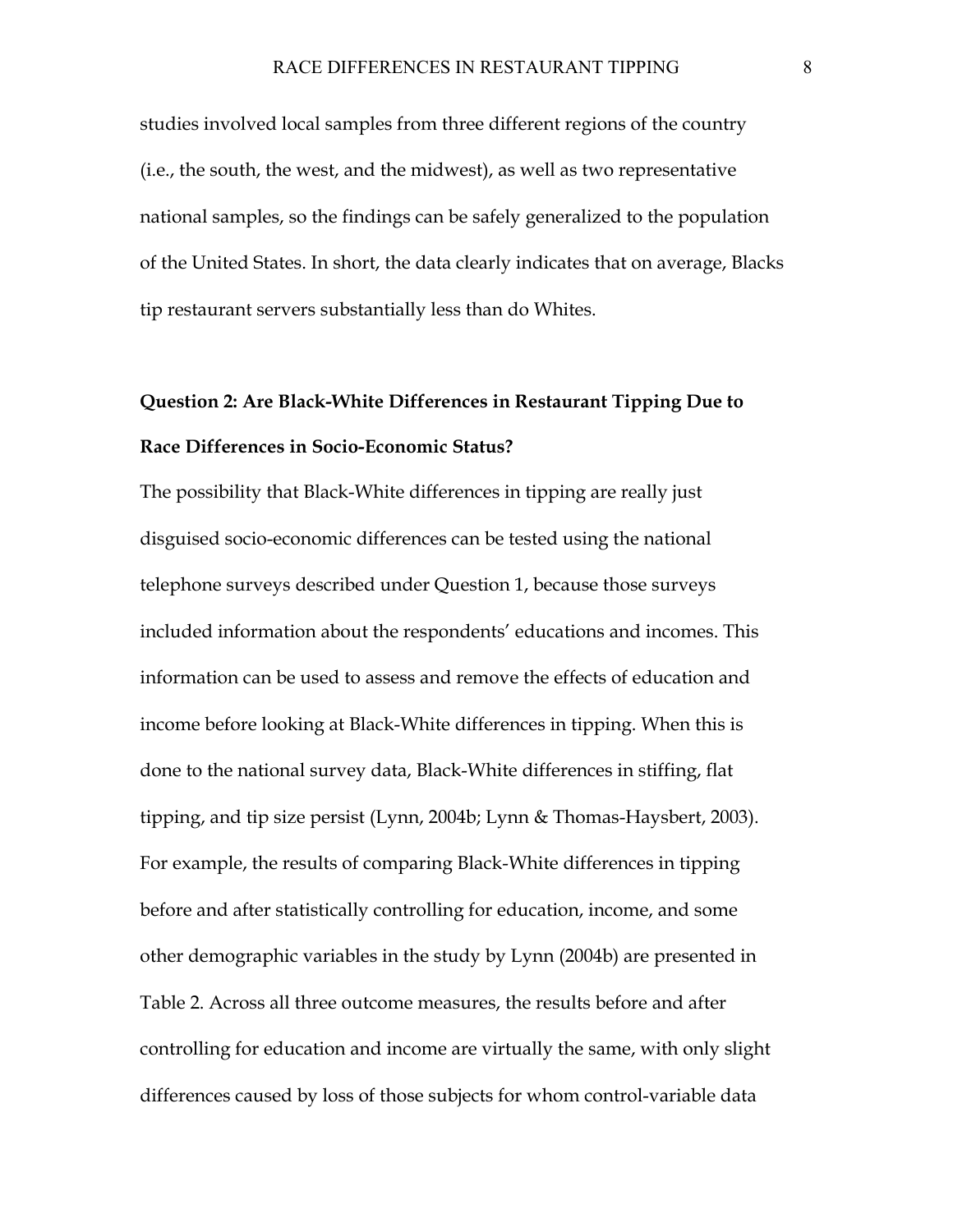studies involved local samples from three different regions of the country (i.e., the south, the west, and the midwest), as well as two representative national samples, so the findings can be safely generalized to the population of the United States. In short, the data clearly indicates that on average, Blacks tip restaurant servers substantially less than do Whites.

**Question 2: Are Black-White Differences in Restaurant Tipping Due to Race Differences in Socio-Economic Status?**

The possibility that Black-White differences in tipping are really just disguised socio-economic differences can be tested using the national telephone surveys described under Question 1, because those surveys included information about the respondents' educations and incomes. This information can be used to assess and remove the effects of education and income before looking at Black-White differences in tipping. When this is done to the national survey data, Black-White differences in stiffing, flat tipping, and tip size persist (Lynn, 2004b; Lynn & Thomas-Haysbert, 2003). For example, the results of comparing Black-White differences in tipping before and after statistically controlling for education, income, and some other demographic variables in the study by Lynn (2004b) are presented in Table 2. Across all three outcome measures, the results before and after controlling for education and income are virtually the same, with only slight differences caused by loss of those subjects for whom control-variable data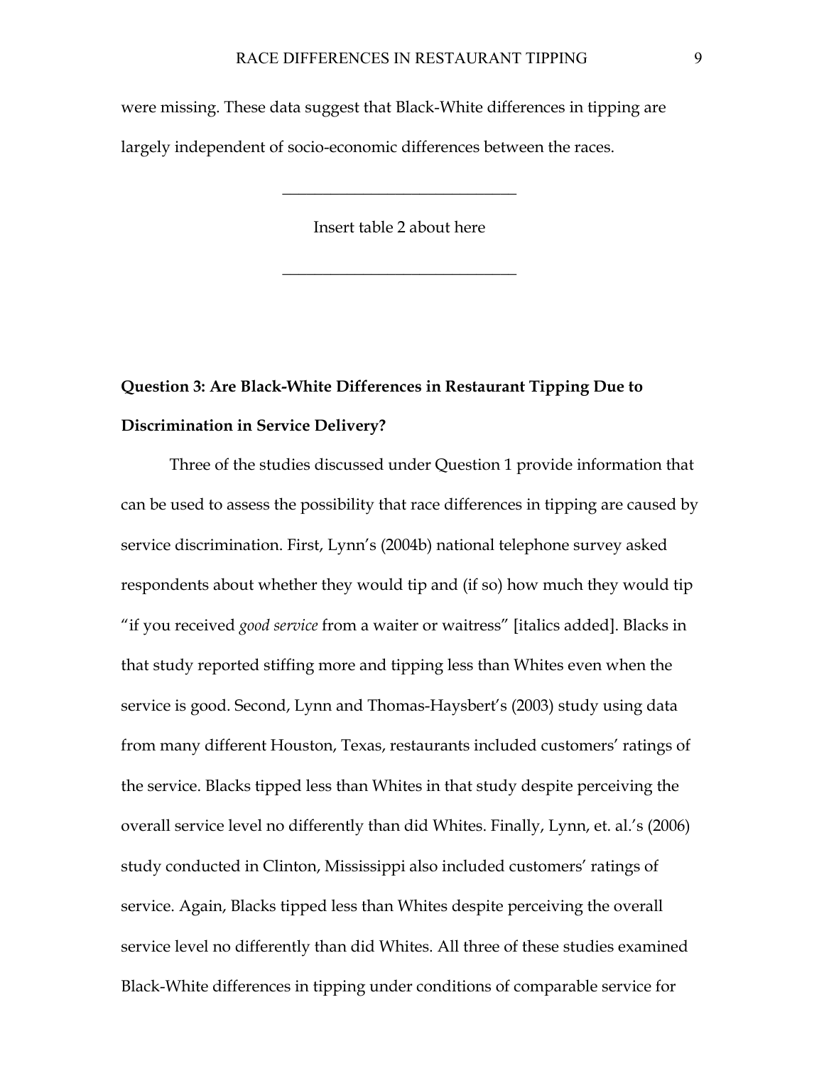were missing. These data suggest that Black-White differences in tipping are largely independent of socio-economic differences between the races.

______________________________

Insert table 2 about here

______________________________

**Question 3: Are Black-White Differences in Restaurant Tipping Due to Discrimination in Service Delivery?**

Three of the studies discussed under Question 1 provide information that can be used to assess the possibility that race differences in tipping are caused by service discrimination. First, Lynn's (2004b) national telephone survey asked respondents about whether they would tip and (if so) how much they would tip "if you received *good service* from a waiter or waitress" [italics added]. Blacks in that study reported stiffing more and tipping less than Whites even when the service is good. Second, Lynn and Thomas-Haysbert's (2003) study using data from many different Houston, Texas, restaurants included customers' ratings of the service. Blacks tipped less than Whites in that study despite perceiving the overall service level no differently than did Whites. Finally, Lynn, et. al.'s (2006) study conducted in Clinton, Mississippi also included customers' ratings of service. Again, Blacks tipped less than Whites despite perceiving the overall service level no differently than did Whites. All three of these studies examined Black-White differences in tipping under conditions of comparable service for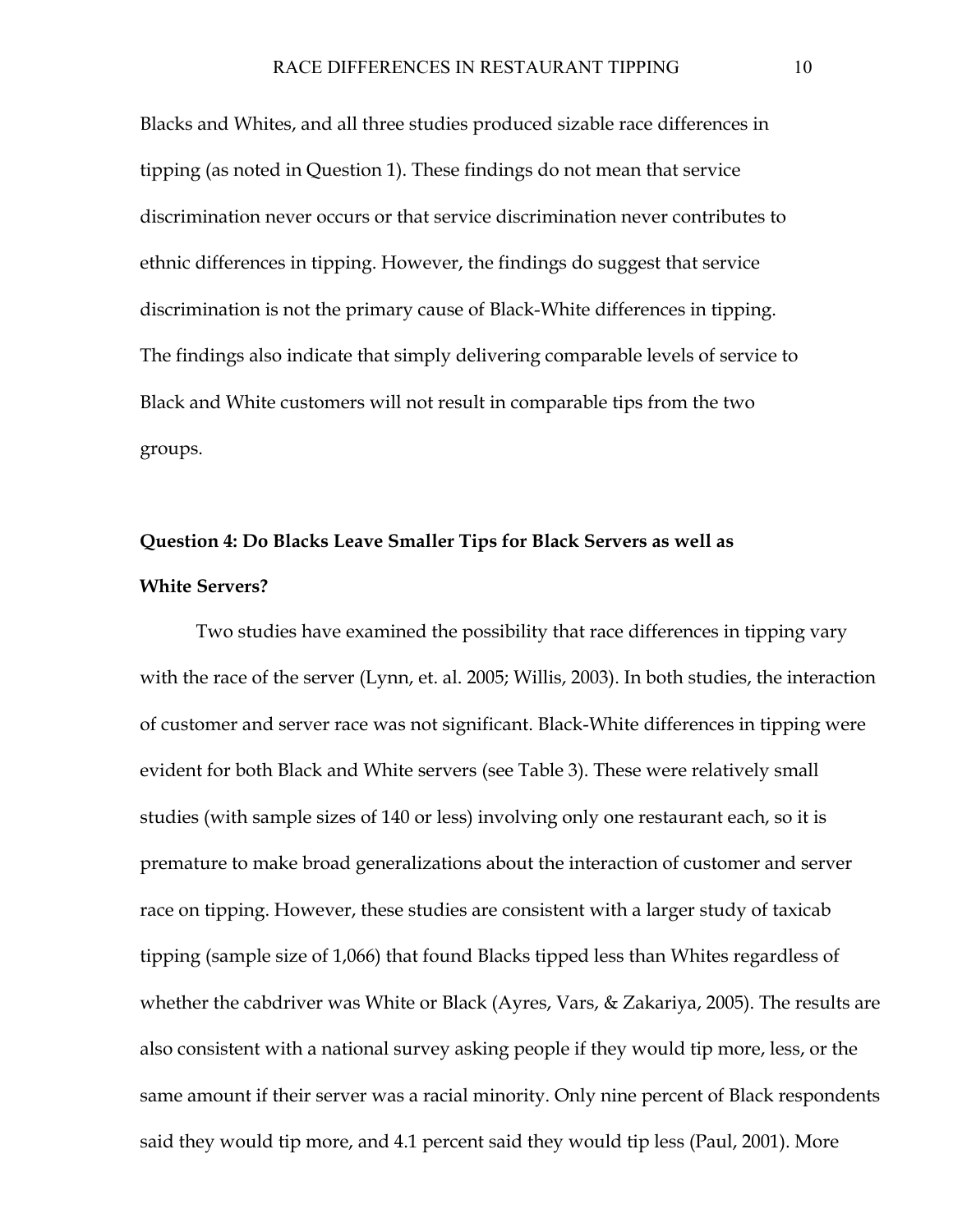Blacks and Whites, and all three studies produced sizable race differences in tipping (as noted in Question 1). These findings do not mean that service discrimination never occurs or that service discrimination never contributes to ethnic differences in tipping. However, the findings do suggest that service discrimination is not the primary cause of Black-White differences in tipping. The findings also indicate that simply delivering comparable levels of service to Black and White customers will not result in comparable tips from the two groups.

### Question 4: Do Blacks Leave Smaller Tips for Black Servers as well as White Servers?

Two studies have examined the possibility that race differences in tipping vary with the race of the server (Lynn, et. al. 2005; Willis, 2003). In both studies, the interaction of customer and server race was not significant. Black-White differences in tipping were evident for both Black and White servers (see Table 3). These were relatively small studies (with sample sizes of 140 or less) involving only one restaurant each, so it is premature to make broad generalizations about the interaction of customer and server race on tipping. However, these studies are consistent with a larger study of taxicab tipping (sample size of 1,066) that found Blacks tipped less than Whites regardless of whether the cabdriver was White or Black (Ayres, Vars, & Zakariya, 2005). The results are also consistent with a national survey asking people if they would tip more, less, or the same amount if their server was a racial minority. Only nine percent of Black respondents said they would tip more, and 4.1 percent said they would tip less (Paul, 2001). More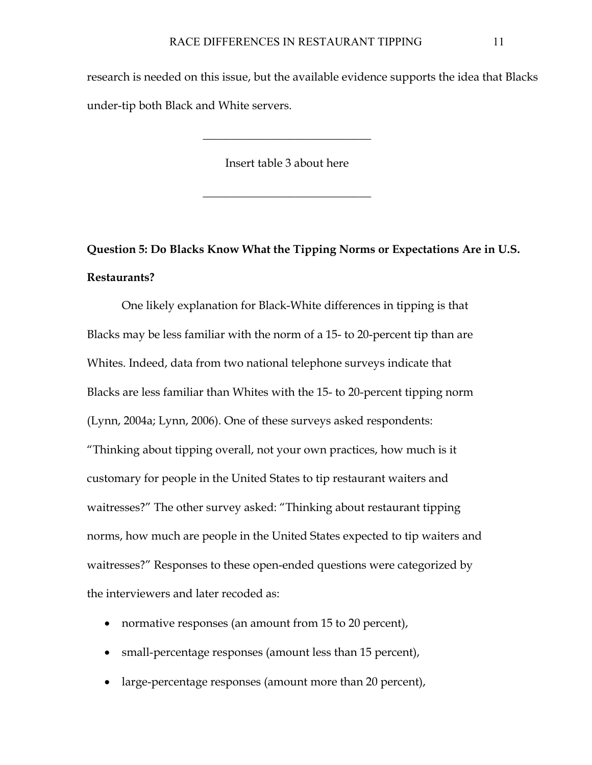research is needed on this issue, but the available evidence supports the idea that Blacks under-tip both Black and White servers.

______________________________

Insert table 3 about here

______________________________

**Question 5: Do Blacks Know What the Tipping Norms or Expectations Are in U.S. Restaurants?**

One likely explanation for Black-White differences in tipping is that Blacks may be less familiar with the norm of a 15- to 20-percent tip than are Whites. Indeed, data from two national telephone surveys indicate that Blacks are less familiar than Whites with the 15- to 20-percent tipping norm (Lynn, 2004a; Lynn, 2006). One of these surveys asked respondents: "Thinking about tipping overall, not your own practices, how much is it customary for people in the United States to tip restaurant waiters and waitresses?" The other survey asked: "Thinking about restaurant tipping norms, how much are people in the United States expected to tip waiters and waitresses?" Responses to these open-ended questions were categorized by the interviewers and later recoded as:

- normative responses (an amount from 15 to 20 percent),
- small-percentage responses (amount less than 15 percent),
- large-percentage responses (amount more than 20 percent),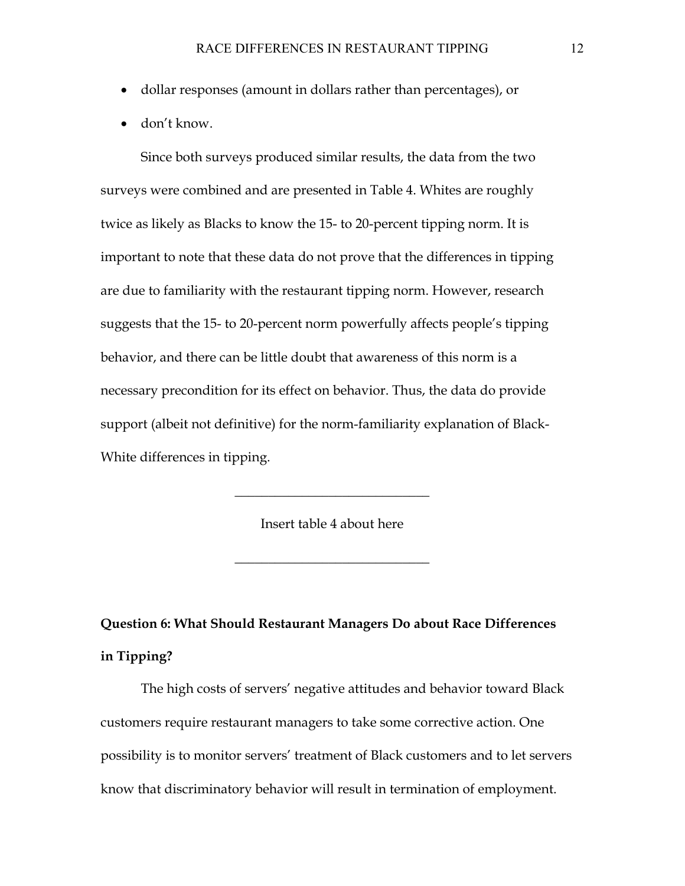- dollar responses (amount in dollars rather than percentages), or
- don't know.

Since both surveys produced similar results, the data from the two surveys were combined and are presented in Table 4. Whites are roughly twice as likely as Blacks to know the 15- to 20-percent tipping norm. It is important to note that these data do not prove that the differences in tipping are due to familiarity with the restaurant tipping norm. However, research suggests that the 15- to 20-percent norm powerfully affects people's tipping behavior, and there can be little doubt that awareness of this norm is a necessary precondition for its effect on behavior. Thus, the data do provide support (albeit not definitive) for the norm-familiarity explanation of Black-White differences in tipping.

---

Insert table 4 about here

---

**Question 6: What Should Restaurant Managers Do about Race Differences in Tipping?**

The high costs of servers' negative attitudes and behavior toward Black customers require restaurant managers to take some corrective action. One possibility is to monitor servers' treatment of Black customers and to let servers know that discriminatory behavior will result in termination of employment.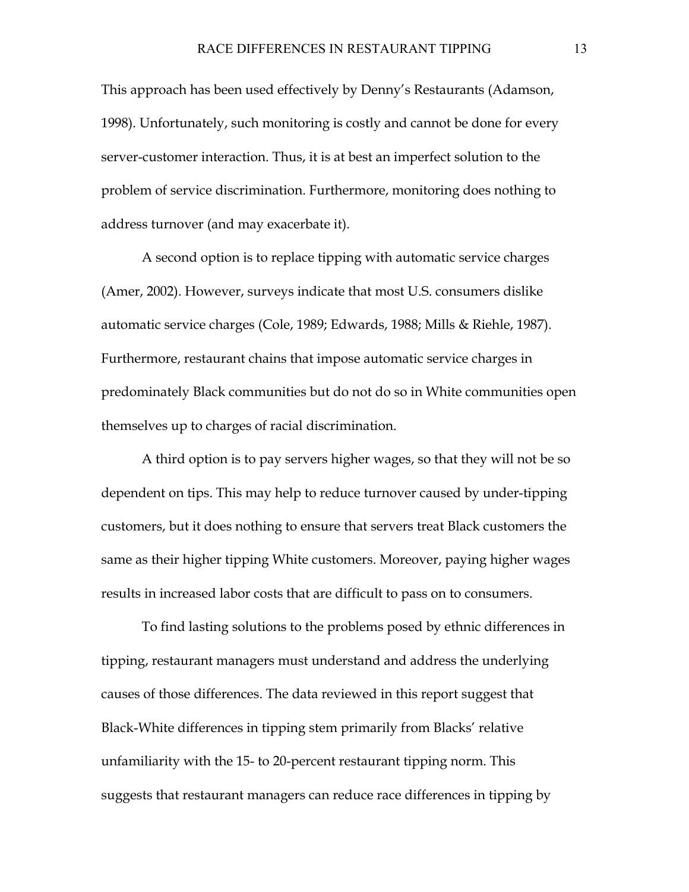This approach has been used effectively by Denny's Restaurants (Adamson, 1998). Unfortunately, such monitoring is costly and cannot be done for every server-customer interaction. Thus, it is at best an imperfect solution to the problem of service discrimination. Furthermore, monitoring does nothing to address turnover (and may exacerbate it).

A second option is to replace tipping with automatic service charges (Amer, 2002). However, surveys indicate that most U.S. consumers dislike automatic service charges (Cole, 1989; Edwards, 1988; Mills & Riehle, 1987). Furthermore, restaurant chains that impose automatic service charges in predominately Black communities but do not do so in White communities open themselves up to charges of racial discrimination.

A third option is to pay servers higher wages, so that they will not be so dependent on tips. This may help to reduce turnover caused by under-tipping customers, but it does nothing to ensure that servers treat Black customers the same as their higher tipping White customers. Moreover, paying higher wages results in increased labor costs that are difficult to pass on to consumers.

To find lasting solutions to the problems posed by ethnic differences in tipping, restaurant managers must understand and address the underlying causes of those differences. The data reviewed in this report suggest that Black-White differences in tipping stem primarily from Blacks' relative unfamiliarity with the 15- to 20-percent restaurant tipping norm. This suggests that restaurant managers can reduce race differences in tipping by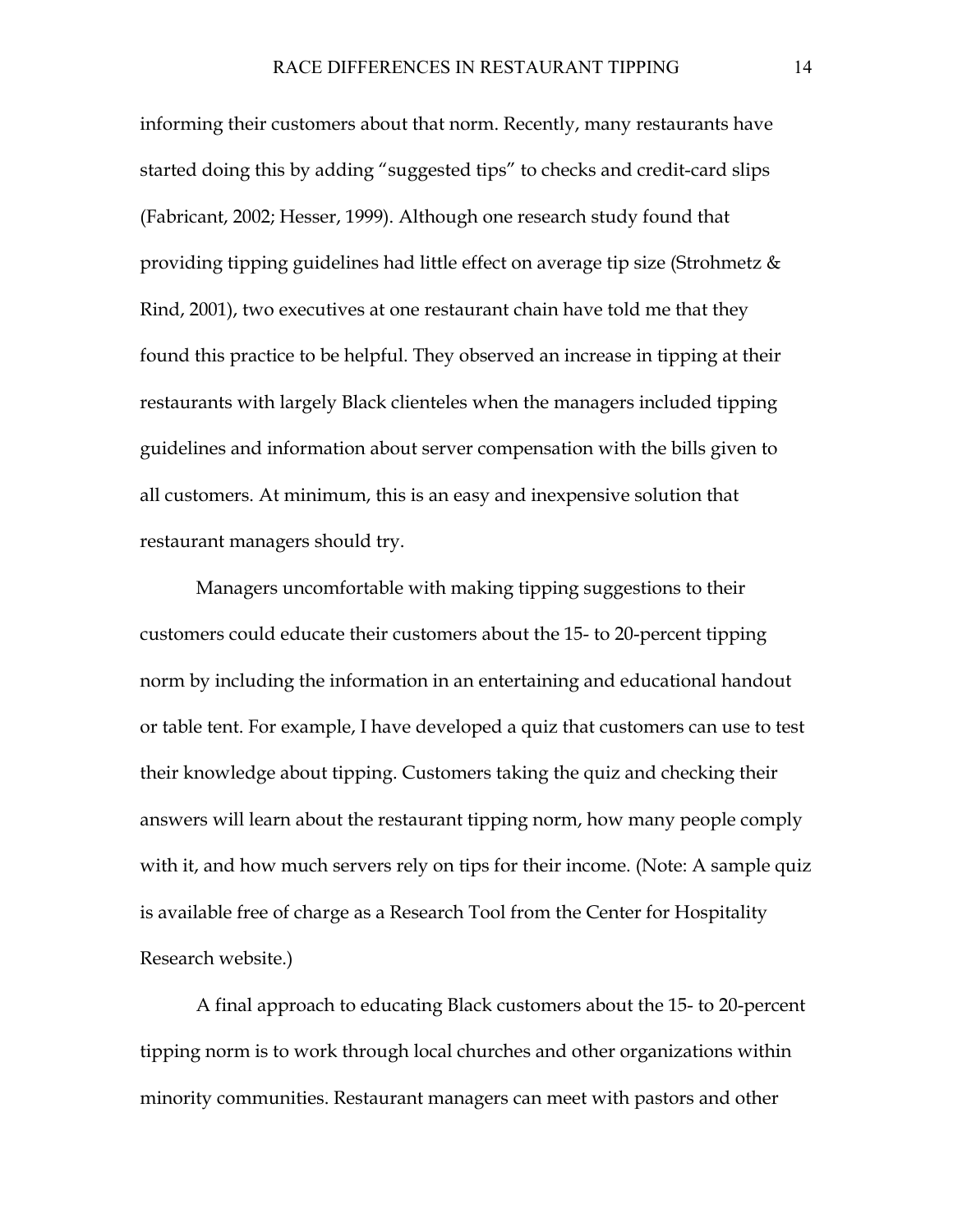informing their customers about that norm. Recently, many restaurants have started doing this by adding "suggested tips" to checks and credit-card slips (Fabricant, 2002; Hesser, 1999). Although one research study found that providing tipping guidelines had little effect on average tip size (Strohmetz & Rind, 2001), two executives at one restaurant chain have told me that they found this practice to be helpful. They observed an increase in tipping at their restaurants with largely Black clienteles when the managers included tipping guidelines and information about server compensation with the bills given to all customers. At minimum, this is an easy and inexpensive solution that restaurant managers should try.

Managers uncomfortable with making tipping suggestions to their customers could educate their customers about the 15- to 20-percent tipping norm by including the information in an entertaining and educational handout or table tent. For example, I have developed a quiz that customers can use to test their knowledge about tipping. Customers taking the quiz and checking their answers will learn about the restaurant tipping norm, how many people comply with it, and how much servers rely on tips for their income. (Note: A sample quiz is available free of charge as a Research Tool from the Center for Hospitality Research website.)

A final approach to educating Black customers about the 15- to 20-percent tipping norm is to work through local churches and other organizations within minority communities. Restaurant managers can meet with pastors and other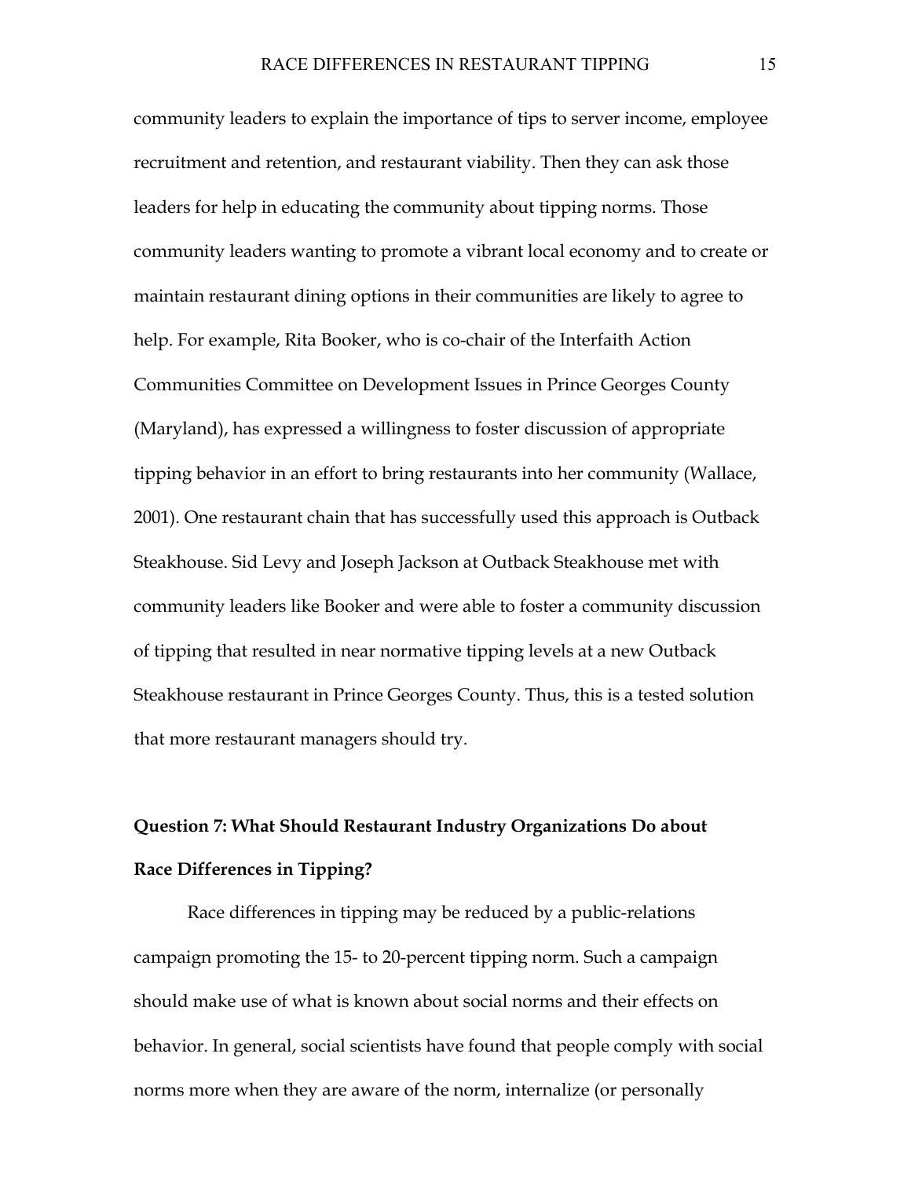community leaders to explain the importance of tips to server income, employee recruitment and retention, and restaurant viability. Then they can ask those leaders for help in educating the community about tipping norms. Those community leaders wanting to promote a vibrant local economy and to create or maintain restaurant dining options in their communities are likely to agree to help. For example, Rita Booker, who is co-chair of the Interfaith Action Communities Committee on Development Issues in Prince Georges County (Maryland), has expressed a willingness to foster discussion of appropriate tipping behavior in an effort to bring restaurants into her community (Wallace, 2001). One restaurant chain that has successfully used this approach is Outback Steakhouse. Sid Levy and Joseph Jackson at Outback Steakhouse met with community leaders like Booker and were able to foster a community discussion of tipping that resulted in near normative tipping levels at a new Outback Steakhouse restaurant in Prince Georges County. Thus, this is a tested solution that more restaurant managers should try.

## Question 7: What Should Restaurant Industry Organizations Do about Race Differences in Tipping?

Race differences in tipping may be reduced by a public-relations campaign promoting the 15- to 20-percent tipping norm. Such a campaign should make use of what is known about social norms and their effects on behavior. In general, social scientists have found that people comply with social norms more when they are aware of the norm, internalize (or personally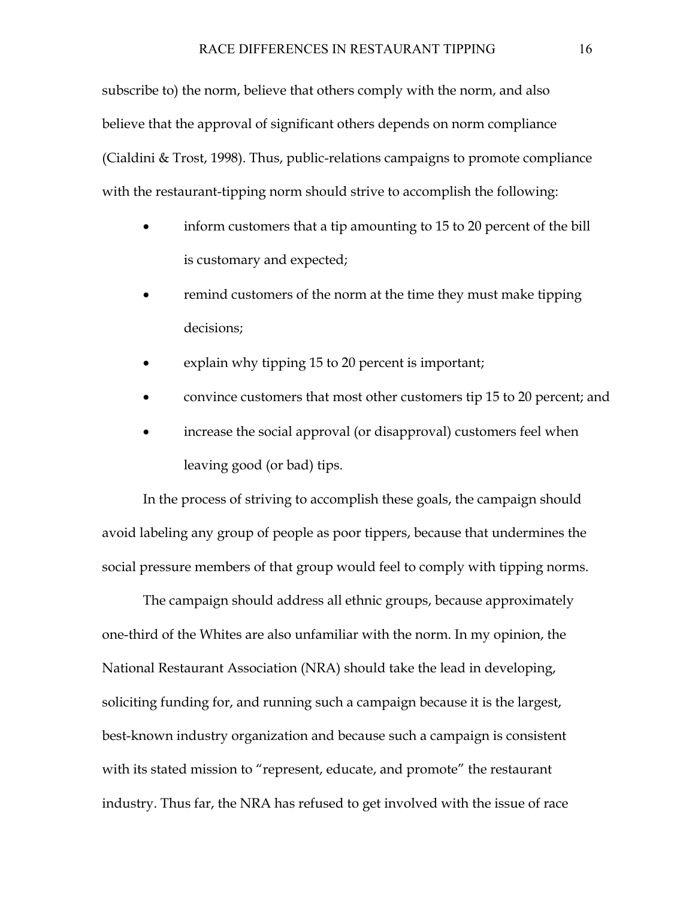subscribe to) the norm, believe that others comply with the norm, and also believe that the approval of significant others depends on norm compliance (Cialdini & Trost, 1998). Thus, public-relations campaigns to promote compliance with the restaurant-tipping norm should strive to accomplish the following:

- inform customers that a tip amounting to 15 to 20 percent of the bill is customary and expected;
- remind customers of the norm at the time they must make tipping decisions;
- explain why tipping 15 to 20 percent is important;
- convince customers that most other customers tip 15 to 20 percent; and
- increase the social approval (or disapproval) customers feel when leaving good (or bad) tips.

In the process of striving to accomplish these goals, the campaign should avoid labeling any group of people as poor tippers, because that undermines the social pressure members of that group would feel to comply with tipping norms.

The campaign should address all ethnic groups, because approximately one-third of the Whites are also unfamiliar with the norm. In my opinion, the National Restaurant Association (NRA) should take the lead in developing, soliciting funding for, and running such a campaign because it is the largest, best-known industry organization and because such a campaign is consistent with its stated mission to "represent, educate, and promote" the restaurant industry. Thus far, the NRA has refused to get involved with the issue of race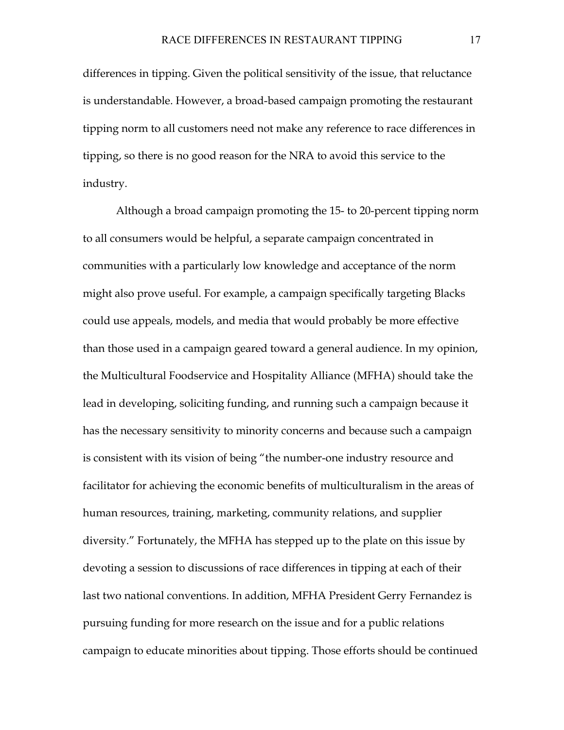differences in tipping. Given the political sensitivity of the issue, that reluctance is understandable. However, a broad-based campaign promoting the restaurant tipping norm to all customers need not make any reference to race differences in tipping, so there is no good reason for the NRA to avoid this service to the industry.

Although a broad campaign promoting the 15- to 20-percent tipping norm to all consumers would be helpful, a separate campaign concentrated in communities with a particularly low knowledge and acceptance of the norm might also prove useful. For example, a campaign specifically targeting Blacks could use appeals, models, and media that would probably be more effective than those used in a campaign geared toward a general audience. In my opinion, the Multicultural Foodservice and Hospitality Alliance (MFHA) should take the lead in developing, soliciting funding, and running such a campaign because it has the necessary sensitivity to minority concerns and because such a campaign is consistent with its vision of being "the number-one industry resource and facilitator for achieving the economic benefits of multiculturalism in the areas of human resources, training, marketing, community relations, and supplier diversity." Fortunately, the MFHA has stepped up to the plate on this issue by devoting a session to discussions of race differences in tipping at each of their last two national conventions. In addition, MFHA President Gerry Fernandez is pursuing funding for more research on the issue and for a public relations campaign to educate minorities about tipping. Those efforts should be continued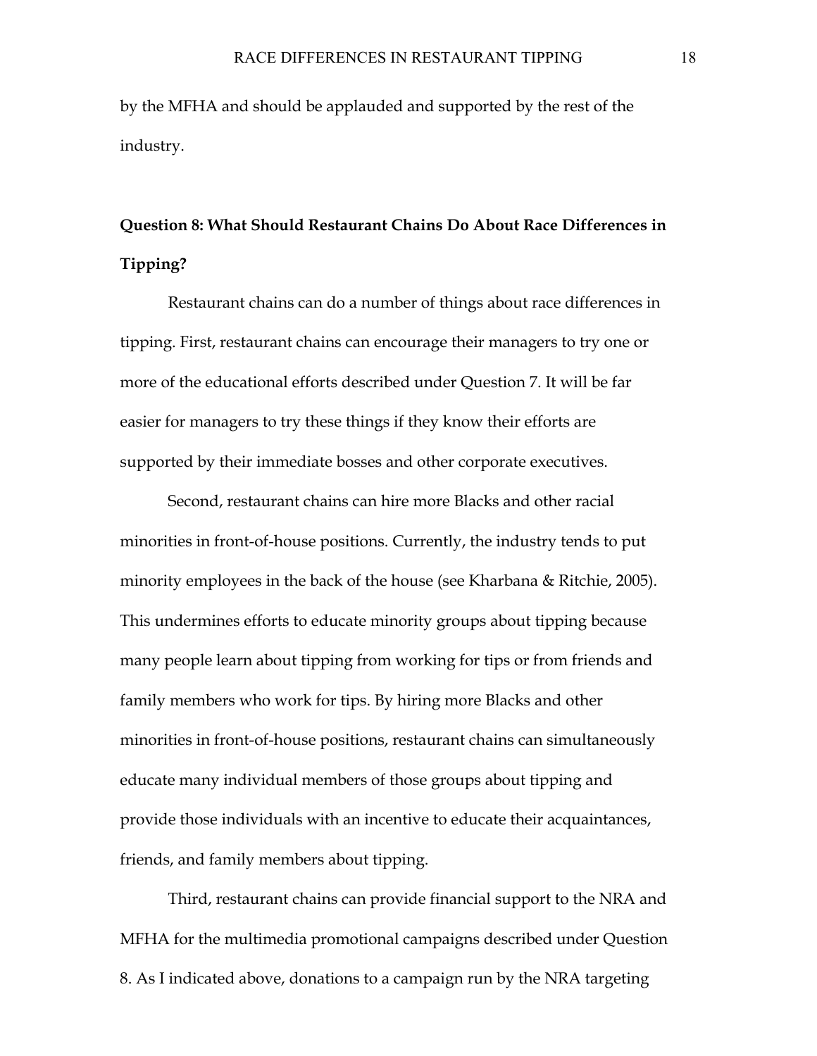by the MFHA and should be applauded and supported by the rest of the industry.

**Question 8: What Should Restaurant Chains Do About Race Differences in Tipping?**

Restaurant chains can do a number of things about race differences in tipping. First, restaurant chains can encourage their managers to try one or more of the educational efforts described under Question 7. It will be far easier for managers to try these things if they know their efforts are supported by their immediate bosses and other corporate executives.

Second, restaurant chains can hire more Blacks and other racial minorities in front-of-house positions. Currently, the industry tends to put minority employees in the back of the house (see Kharbana & Ritchie, 2005). This undermines efforts to educate minority groups about tipping because many people learn about tipping from working for tips or from friends and family members who work for tips. By hiring more Blacks and other minorities in front-of-house positions, restaurant chains can simultaneously educate many individual members of those groups about tipping and provide those individuals with an incentive to educate their acquaintances, friends, and family members about tipping.

Third, restaurant chains can provide financial support to the NRA and MFHA for the multimedia promotional campaigns described under Question 8. As I indicated above, donations to a campaign run by the NRA targeting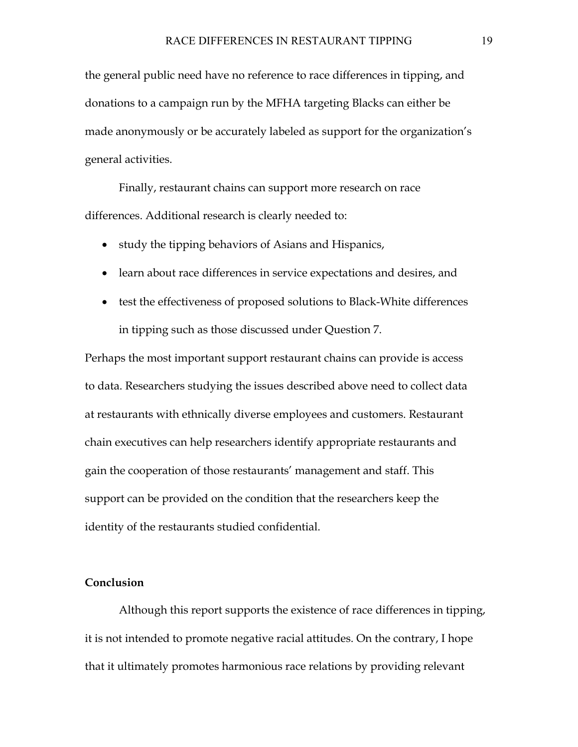the general public need have no reference to race differences in tipping, and donations to a campaign run by the MFHA targeting Blacks can either be made anonymously or be accurately labeled as support for the organization's general activities.

Finally, restaurant chains can support more research on race differences. Additional research is clearly needed to:

- study the tipping behaviors of Asians and Hispanics,
- learn about race differences in service expectations and desires, and
- test the effectiveness of proposed solutions to Black-White differences in tipping such as those discussed under Question 7.

Perhaps the most important support restaurant chains can provide is access to data. Researchers studying the issues described above need to collect data at restaurants with ethnically diverse employees and customers. Restaurant chain executives can help researchers identify appropriate restaurants and gain the cooperation of those restaurants' management and staff. This support can be provided on the condition that the researchers keep the identity of the restaurants studied confidential.

**Conclusion**

Although this report supports the existence of race differences in tipping, it is not intended to promote negative racial attitudes. On the contrary, I hope that it ultimately promotes harmonious race relations by providing relevant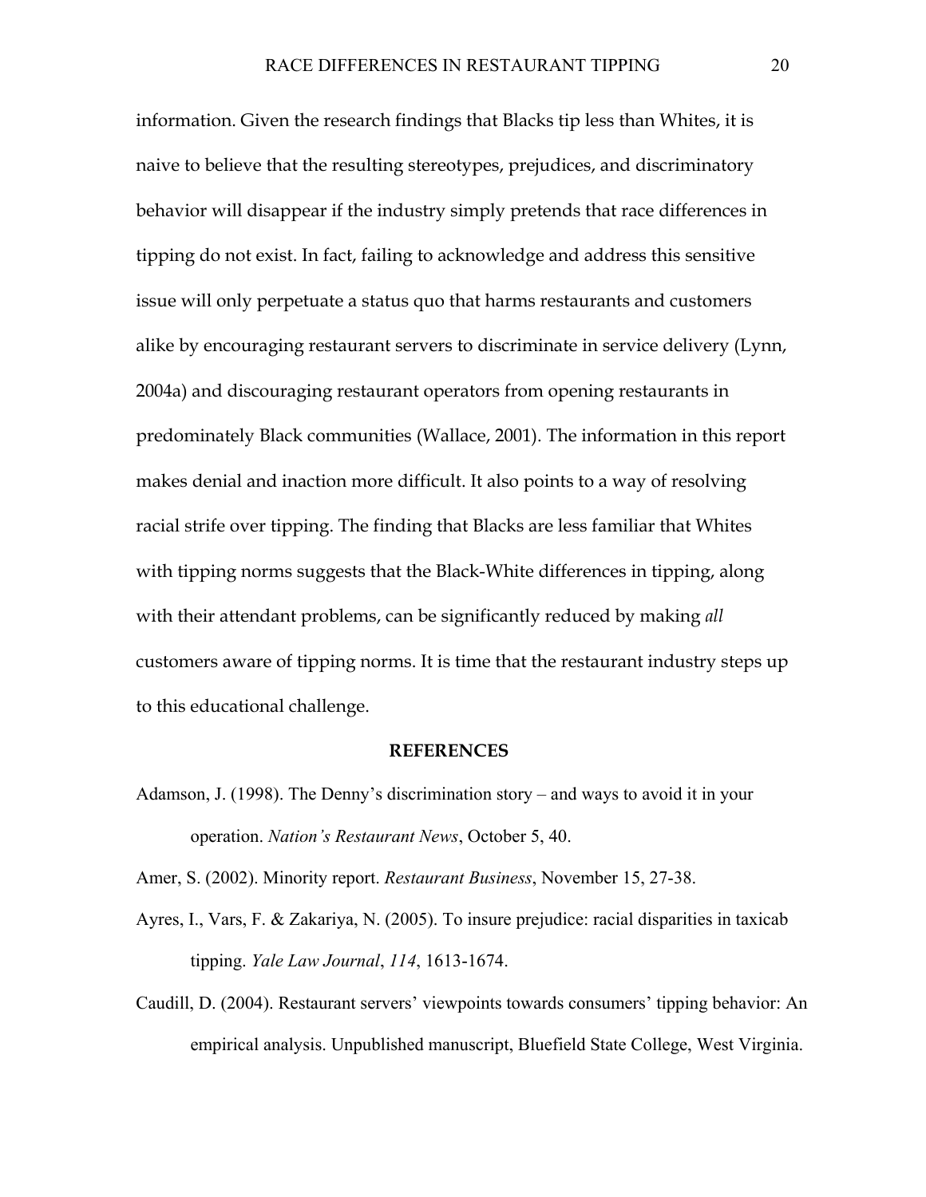information. Given the research findings that Blacks tip less than Whites, it is naive to believe that the resulting stereotypes, prejudices, and discriminatory behavior will disappear if the industry simply pretends that race differences in tipping do not exist. In fact, failing to acknowledge and address this sensitive issue will only perpetuate a status quo that harms restaurants and customers alike by encouraging restaurant servers to discriminate in service delivery (Lynn, 2004a) and discouraging restaurant operators from opening restaurants in predominately Black communities (Wallace, 2001). The information in this report makes denial and inaction more difficult. It also points to a way of resolving racial strife over tipping. The finding that Blacks are less familiar that Whites with tipping norms suggests that the Black-White differences in tipping, along with their attendant problems, can be significantly reduced by making *all* customers aware of tipping norms. It is time that the restaurant industry steps up to this educational challenge.

## REFERENCES

Adamson, J. (1998). The Denny's discrimination story – and ways to avoid it in your operation. *Nation's Restaurant News*, October 5, 40.

Amer, S. (2002). Minority report. *Restaurant Business*, November 15, 27-38.

Ayres, I., Vars, F. & Zakariya, N. (2005). To insure prejudice: racial disparities in taxicab tipping. *Yale Law Journal*, *114*, 1613-1674.

Caudill, D. (2004). Restaurant servers' viewpoints towards consumers' tipping behavior: An empirical analysis. Unpublished manuscript, Bluefield State College, West Virginia.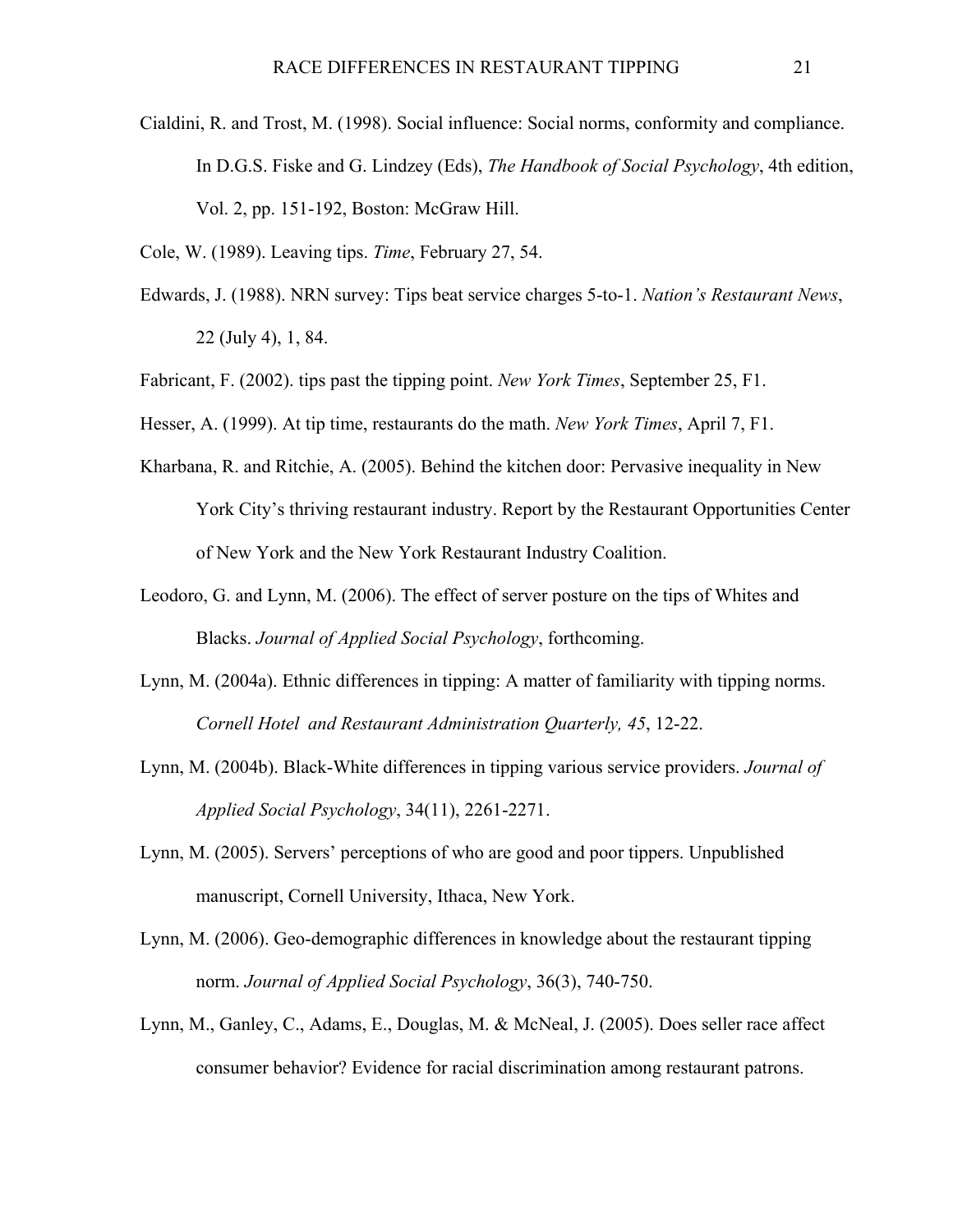Cialdini, R. and Trost, M. (1998). Social influence: Social norms, conformity and compliance. In D.G.S. Fiske and G. Lindzey (Eds), *The Handbook of Social Psychology*, 4th edition, Vol. 2, pp. 151-192, Boston: McGraw Hill.

Cole, W. (1989). Leaving tips. *Time*, February 27, 54.

Edwards, J. (1988). NRN survey: Tips beat service charges 5-to-1. *Nation's Restaurant News*, 22 (July 4), 1, 84.

Fabricant, F. (2002). tips past the tipping point. *New York Times*, September 25, F1.

Hesser, A. (1999). At tip time, restaurants do the math. *New York Times*, April 7, F1.

Kharbana, R. and Ritchie, A. (2005). Behind the kitchen door: Pervasive inequality in New York City's thriving restaurant industry. Report by the Restaurant Opportunities Center of New York and the New York Restaurant Industry Coalition.

Leodoro, G. and Lynn, M. (2006). The effect of server posture on the tips of Whites and Blacks. *Journal of Applied Social Psychology*, forthcoming.

Lynn, M. (2004a). Ethnic differences in tipping: A matter of familiarity with tipping norms. *Cornell Hotel and Restaurant Administration Quarterly, 45*, 12-22.

Lynn, M. (2004b). Black-White differences in tipping various service providers. *Journal of Applied Social Psychology*, 34(11), 2261-2271.

Lynn, M. (2005). Servers' perceptions of who are good and poor tippers. Unpublished manuscript, Cornell University, Ithaca, New York.

Lynn, M. (2006). Geo-demographic differences in knowledge about the restaurant tipping norm. *Journal of Applied Social Psychology*, 36(3), 740-750.

Lynn, M., Ganley, C., Adams, E., Douglas, M. & McNeal, J. (2005). Does seller race affect consumer behavior? Evidence for racial discrimination among restaurant patrons.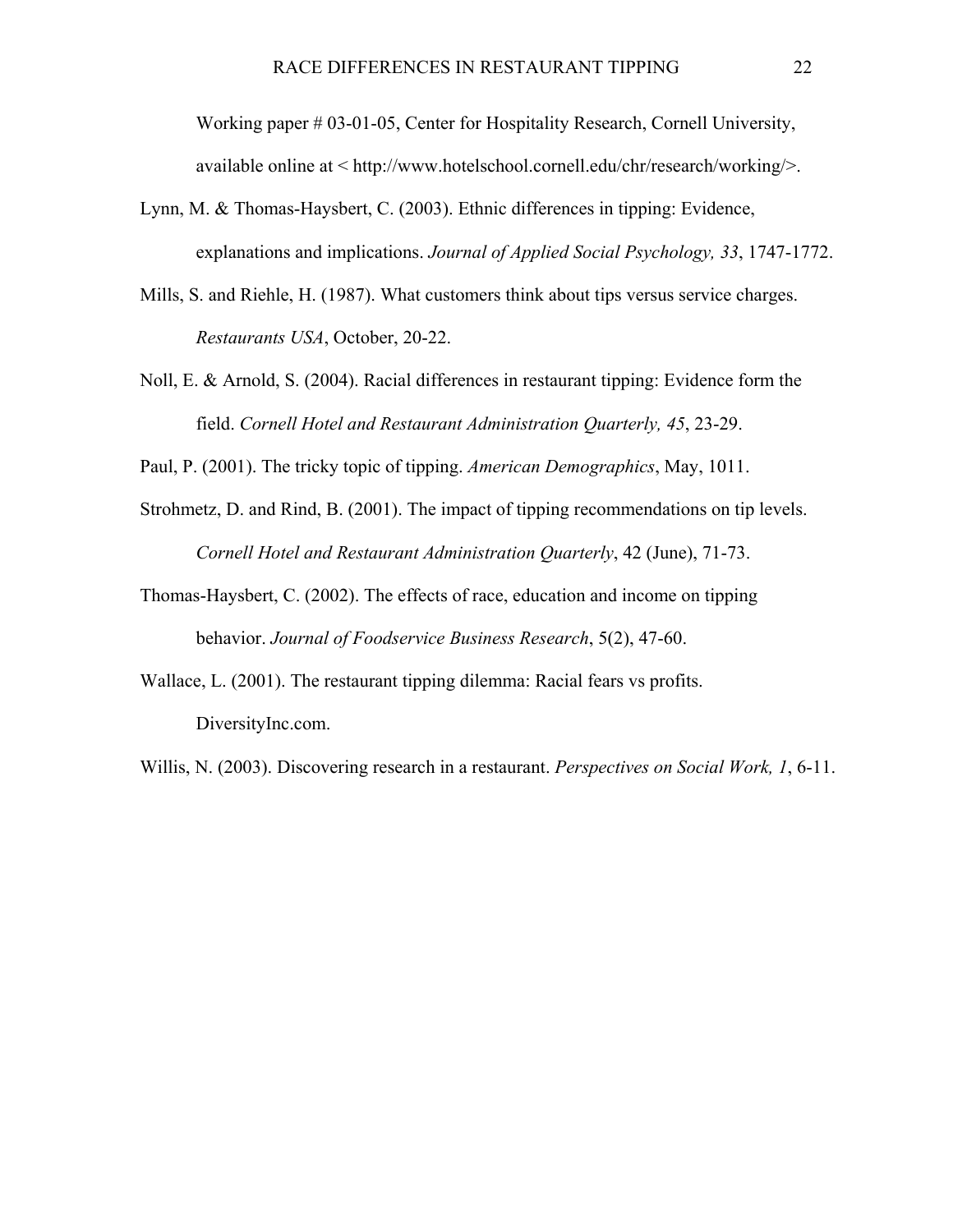Working paper # 03-01-05, Center for Hospitality Research, Cornell University, available online at < http://www.hotelschool.cornell.edu/chr/research/working/>.

Lynn, M. & Thomas-Haysbert, C. (2003). Ethnic differences in tipping: Evidence, explanations and implications. *Journal of Applied Social Psychology, 33*, 1747-1772.

Mills, S. and Riehle, H. (1987). What customers think about tips versus service charges. *Restaurants USA*, October, 20-22.

Noll, E. & Arnold, S. (2004). Racial differences in restaurant tipping: Evidence form the field. *Cornell Hotel and Restaurant Administration Quarterly, 45*, 23-29.

Paul, P. (2001). The tricky topic of tipping. *American Demographics*, May, 1011.

Strohmetz, D. and Rind, B. (2001). The impact of tipping recommendations on tip levels. *Cornell Hotel and Restaurant Administration Quarterly*, 42 (June), 71-73.

Thomas-Haysbert, C. (2002). The effects of race, education and income on tipping behavior. *Journal of Foodservice Business Research*, 5(2), 47-60.

Wallace, L. (2001). The restaurant tipping dilemma: Racial fears vs profits. DiversityInc.com.

Willis, N. (2003). Discovering research in a restaurant. *Perspectives on Social Work, 1*, 6-11.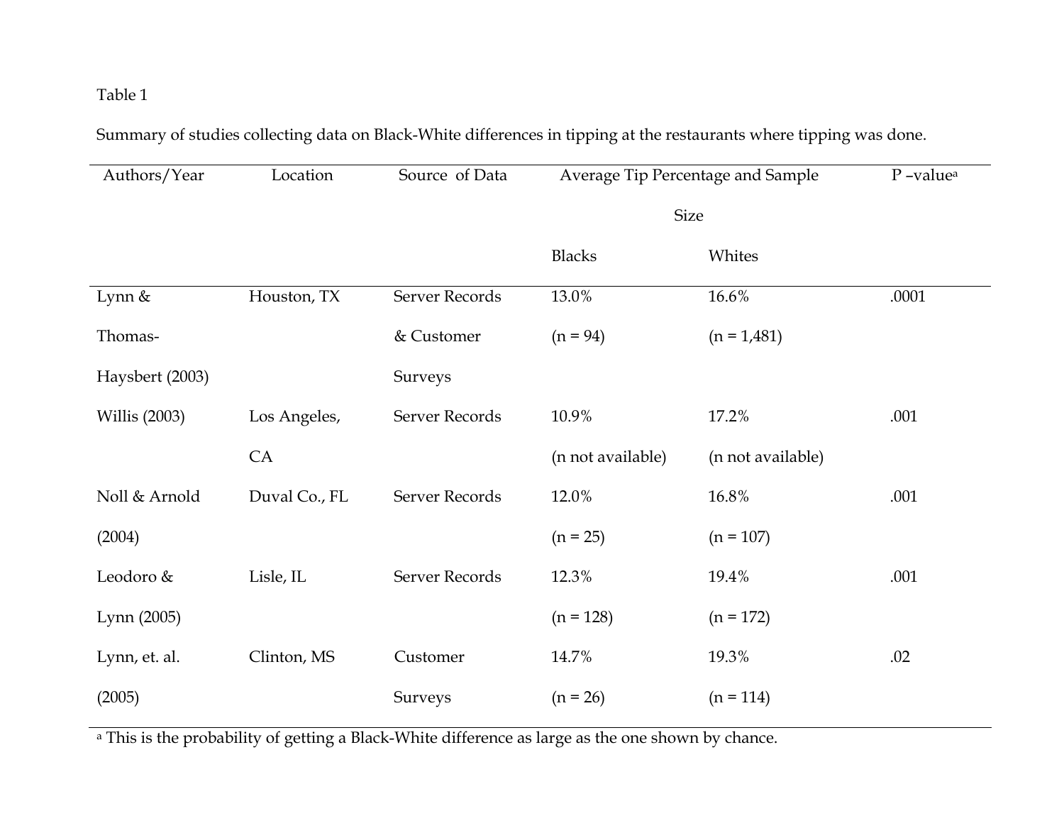Table 1

Summary of studies collecting data on Black-White differences in tipping at the restaurants where tipping was done.

| Authors/Year | Location | Source of Data | Average Tip Percentage and Sample Size | | P –value[a] |
|---|---|---|---|---|---|
| | | | Blacks | Whites | |
| Lynn & Thomas-Haysbert (2003) | Houston, TX | Server Records & Customer Surveys | 13.0% (n = 94) | 16.6% (n = 1,481) | .0001 |
| Willis (2003) | Los Angeles, CA | Server Records | 10.9% (n not available) | 17.2% (n not available) | .001 |
| Noll & Arnold (2004) | Duval Co., FL | Server Records | 12.0% (n = 25) | 16.8% (n = 107) | .001 |
| Leodoro & Lynn (2005) | Lisle, IL | Server Records | 12.3% (n = 128) | 19.4% (n = 172) | .001 |
| Lynn, et. al. (2005) | Clinton, MS | Customer Surveys | 14.7% (n = 26) | 19.3% (n = 114) | .02 |

[a] This is the probability of getting a Black-White difference as large as the one shown by chance.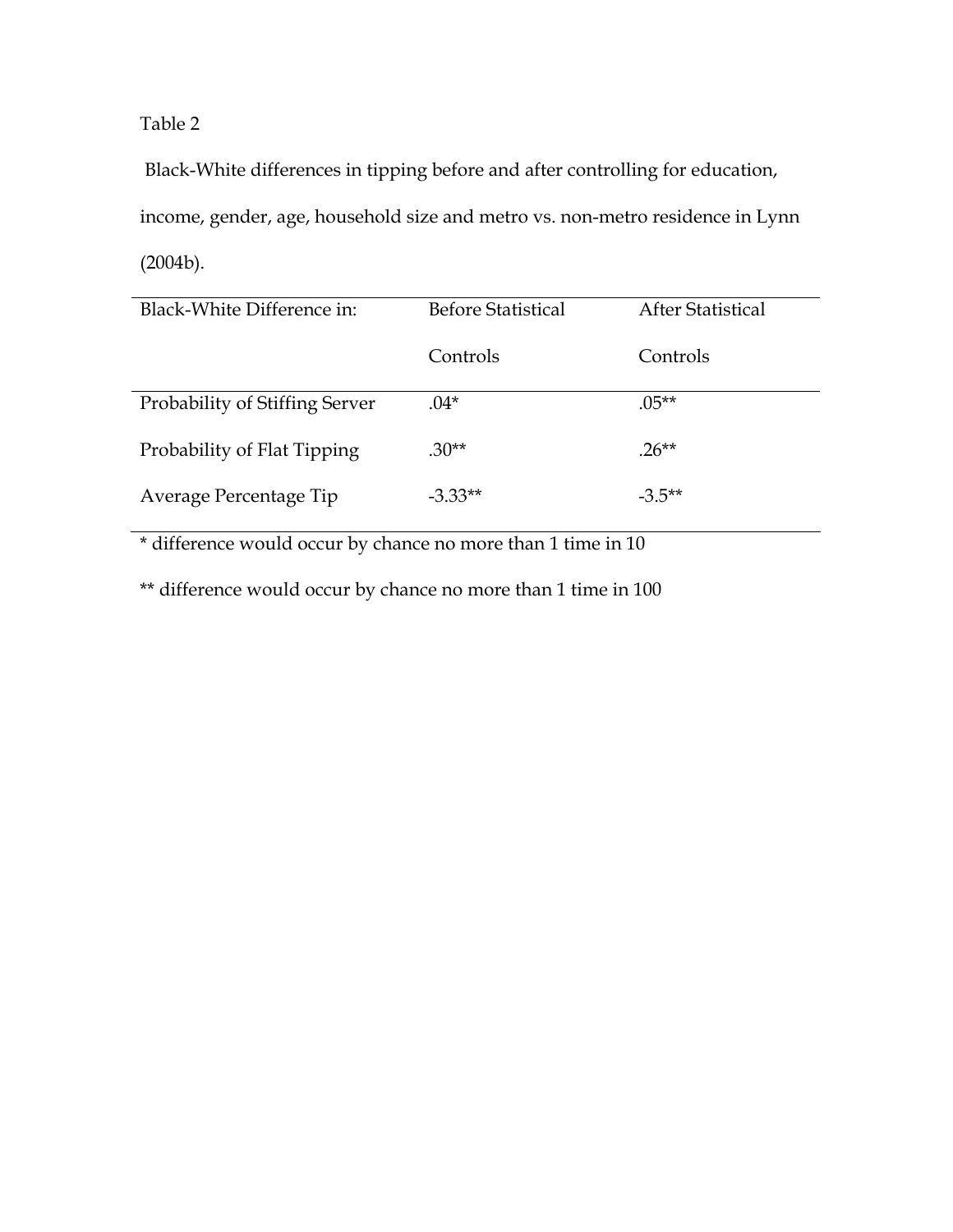Table 2

Black-White differences in tipping before and after controlling for education, income, gender, age, household size and metro vs. non-metro residence in Lynn (2004b).

| Black-White Difference in: | Before Statistical Controls | After Statistical Controls |
|---|---|---|
| Probability of Stiffing Server | .04* | .05** |
| Probability of Flat Tipping | .30** | .26** |
| Average Percentage Tip | -3.33** | -3.5** |

* difference would occur by chance no more than 1 time in 10

** difference would occur by chance no more than 1 time in 100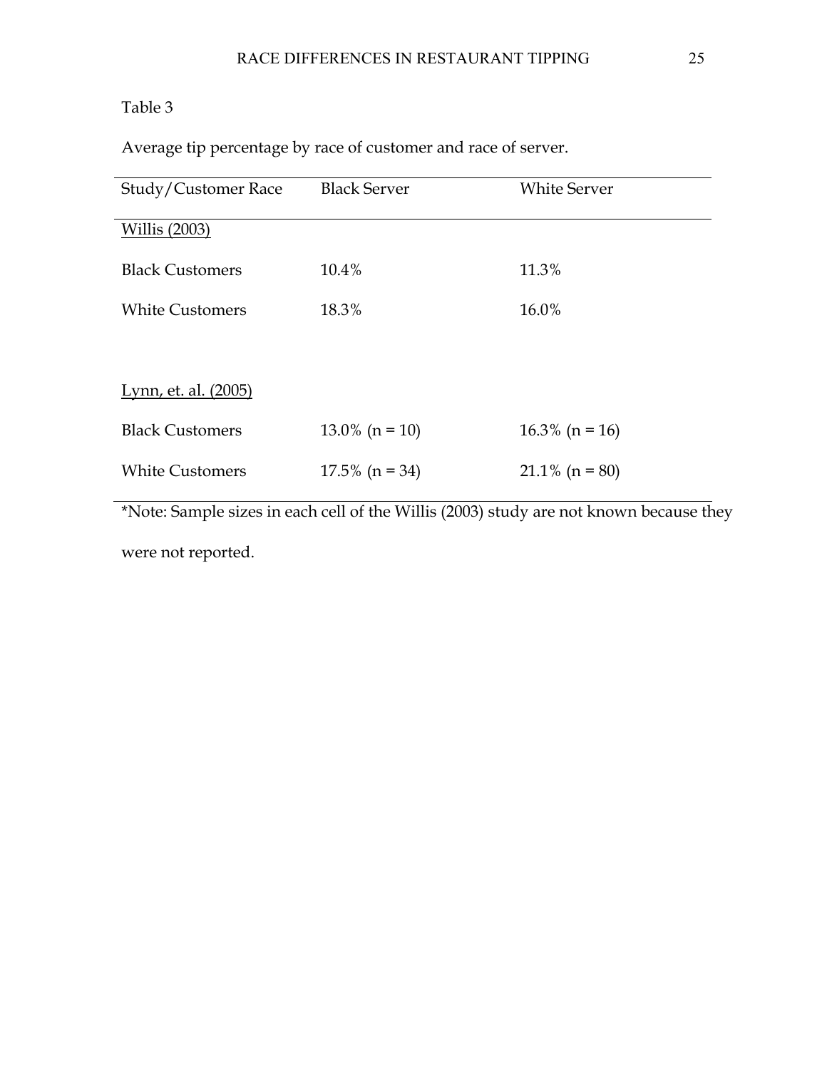Table 3

Average tip percentage by race of customer and race of server.

| Study/Customer Race | Black Server | White Server |
|---|---|---|
| <u>Willis (2003)</u> | | |
| Black Customers | 10.4% | 11.3% |
| White Customers | 18.3% | 16.0% |
| | | |
| <u>Lynn, et. al. (2005)</u> | | |
| Black Customers | 13.0% (n = 10) | 16.3% (n = 16) |
| White Customers | 17.5% (n = 34) | 21.1% (n = 80) |

*Note: Sample sizes in each cell of the Willis (2003) study are not known because they were not reported.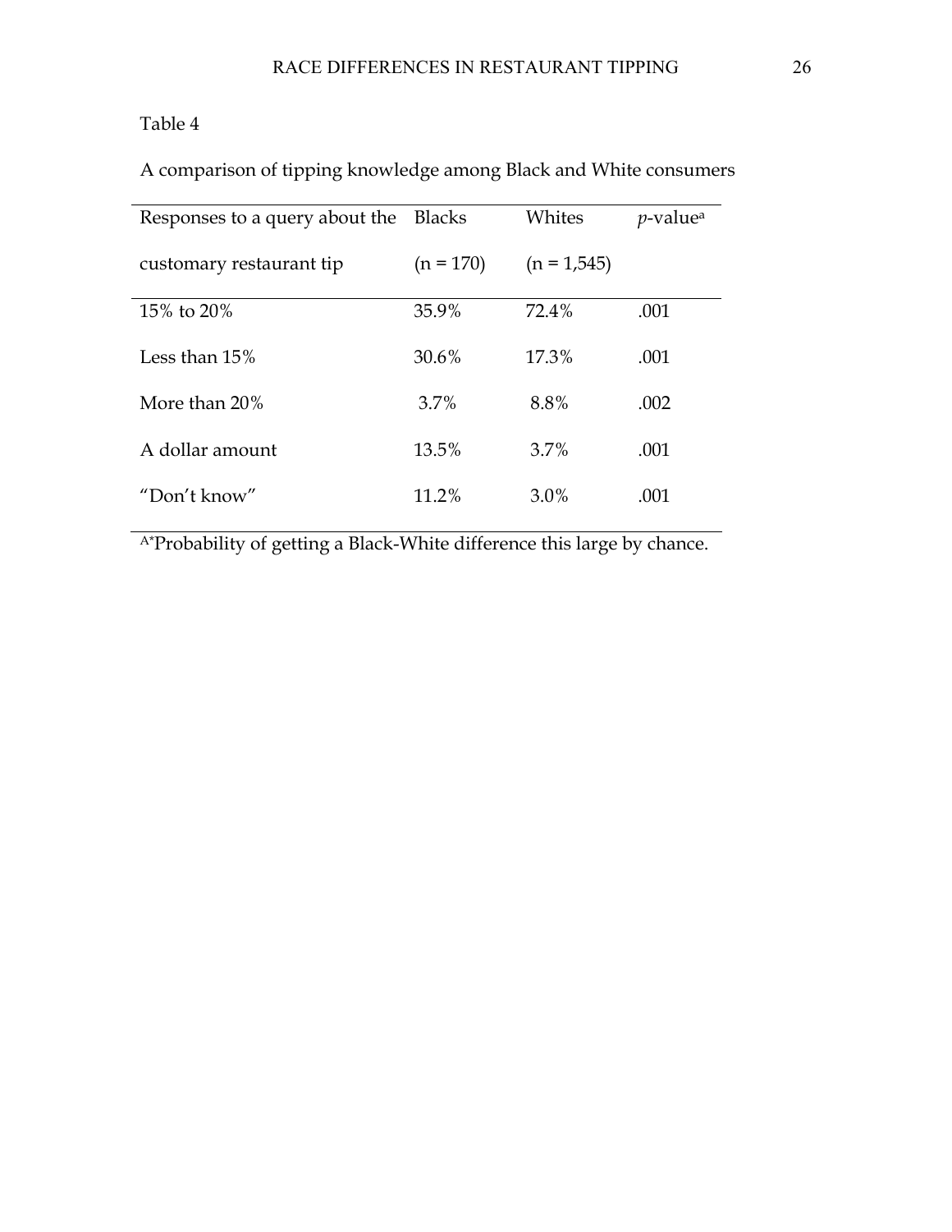Table 4

A comparison of tipping knowledge among Black and White consumers

| Responses to a query about the customary restaurant tip | Blacks (n = 170) | Whites (n = 1,545) | *p*-value[a] |
|---|---|---|---|
| 15% to 20% | 35.9% | 72.4% | .001 |
| Less than 15% | 30.6% | 17.3% | .001 |
| More than 20% | 3.7% | 8.8% | .002 |
| A dollar amount | 13.5% | 3.7% | .001 |
| "Don't know" | 11.2% | 3.0% | .001 |

[A*]Probability of getting a Black-White difference this large by chance.